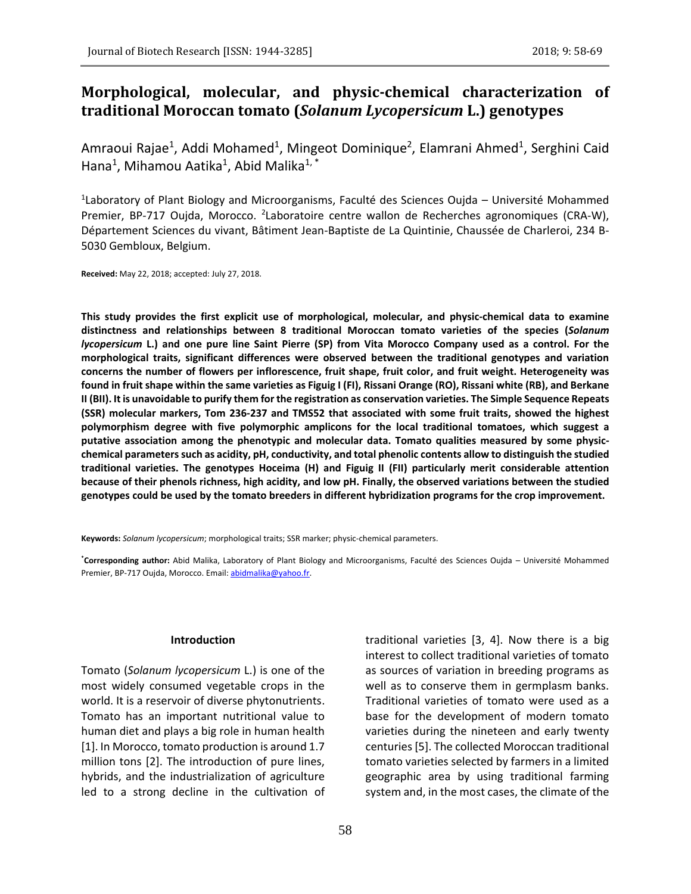# Morphological, molecular, and physic-chemical characterization of traditional Moroccan tomato (*Solanum Lycopersicum* L.) genotypes

Amraoui Rajae[1], Addi Mohamed[1], Mingeot Dominique[2], Elamrani Ahmed[1], Serghini Caid Hana[1], Mihamou Aatika[1], Abid Malika[1, *]

[1]Laboratory of Plant Biology and Microorganisms, Faculté des Sciences Oujda – Université Mohammed Premier, BP-717 Oujda, Morocco. [2]Laboratoire centre wallon de Recherches agronomiques (CRA-W), Département Sciences du vivant, Bâtiment Jean-Baptiste de La Quintinie, Chaussée de Charleroi, 234 B-5030 Gembloux, Belgium.

**Received:** May 22, 2018; accepted: July 27, 2018.

**This study provides the first explicit use of morphological, molecular, and physic-chemical data to examine distinctness and relationships between 8 traditional Moroccan tomato varieties of the species (*Solanum lycopersicum* L.) and one pure line Saint Pierre (SP) from Vita Morocco Company used as a control. For the morphological traits, significant differences were observed between the traditional genotypes and variation concerns the number of flowers per inflorescence, fruit shape, fruit color, and fruit weight. Heterogeneity was found in fruit shape within the same varieties as Figuig I (FI), Rissani Orange (RO), Rissani white (RB), and Berkane II (BII). It is unavoidable to purify them for the registration as conservation varieties. The Simple Sequence Repeats (SSR) molecular markers, Tom 236-237 and TMS52 that associated with some fruit traits, showed the highest polymorphism degree with five polymorphic amplicons for the local traditional tomatoes, which suggest a putative association among the phenotypic and molecular data. Tomato qualities measured by some physic-chemical parameters such as acidity, pH, conductivity, and total phenolic contents allow to distinguish the studied traditional varieties. The genotypes Hoceima (H) and Figuig II (FII) particularly merit considerable attention because of their phenols richness, high acidity, and low pH. Finally, the observed variations between the studied genotypes could be used by the tomato breeders in different hybridization programs for the crop improvement.**

**Keywords:** *Solanum lycopersicum*; morphological traits; SSR marker; physic-chemical parameters.

[*]**Corresponding author:** Abid Malika, Laboratory of Plant Biology and Microorganisms, Faculté des Sciences Oujda – Université Mohammed Premier, BP-717 Oujda, Morocco. Email: abidmalika@yahoo.fr.

## Introduction

Tomato (*Solanum lycopersicum* L.) is one of the most widely consumed vegetable crops in the world. It is a reservoir of diverse phytonutrients. Tomato has an important nutritional value to human diet and plays a big role in human health [1]. In Morocco, tomato production is around 1.7 million tons [2]. The introduction of pure lines, hybrids, and the industrialization of agriculture led to a strong decline in the cultivation of traditional varieties [3, 4]. Now there is a big interest to collect traditional varieties of tomato as sources of variation in breeding programs as well as to conserve them in germplasm banks. Traditional varieties of tomato were used as a base for the development of modern tomato varieties during the nineteen and early twenty centuries [5]. The collected Moroccan traditional tomato varieties selected by farmers in a limited geographic area by using traditional farming system and, in the most cases, the climate of the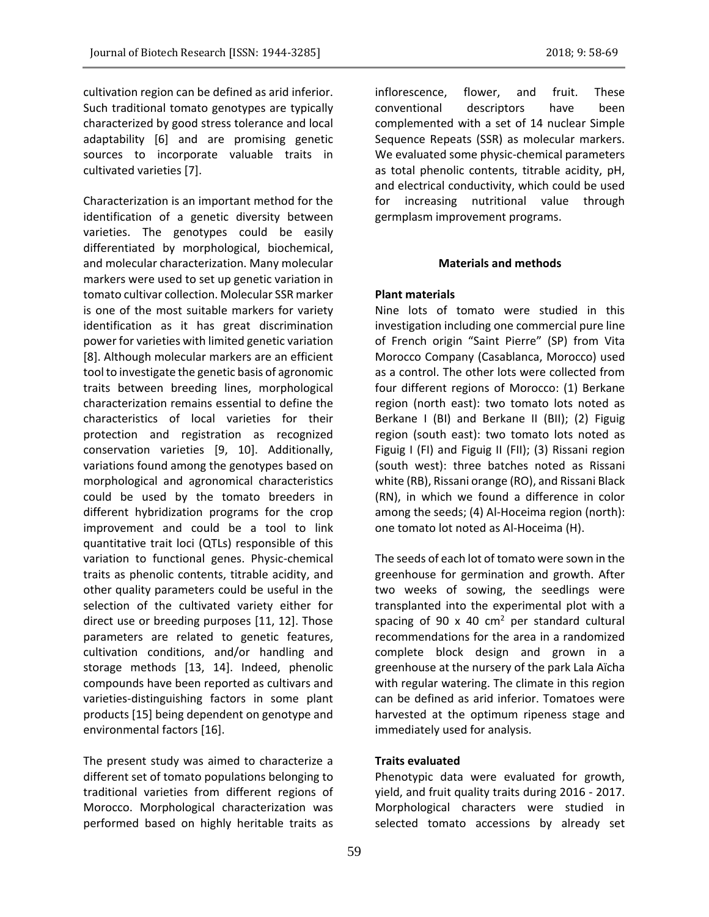cultivation region can be defined as arid inferior. Such traditional tomato genotypes are typically characterized by good stress tolerance and local adaptability [6] and are promising genetic sources to incorporate valuable traits in cultivated varieties [7].

Characterization is an important method for the identification of a genetic diversity between varieties. The genotypes could be easily differentiated by morphological, biochemical, and molecular characterization. Many molecular markers were used to set up genetic variation in tomato cultivar collection. Molecular SSR marker is one of the most suitable markers for variety identification as it has great discrimination power for varieties with limited genetic variation [8]. Although molecular markers are an efficient tool to investigate the genetic basis of agronomic traits between breeding lines, morphological characterization remains essential to define the characteristics of local varieties for their protection and registration as recognized conservation varieties [9, 10]. Additionally, variations found among the genotypes based on morphological and agronomical characteristics could be used by the tomato breeders in different hybridization programs for the crop improvement and could be a tool to link quantitative trait loci (QTLs) responsible of this variation to functional genes. Physic-chemical traits as phenolic contents, titrable acidity, and other quality parameters could be useful in the selection of the cultivated variety either for direct use or breeding purposes [11, 12]. Those parameters are related to genetic features, cultivation conditions, and/or handling and storage methods [13, 14]. Indeed, phenolic compounds have been reported as cultivars and varieties-distinguishing factors in some plant products [15] being dependent on genotype and environmental factors [16].

The present study was aimed to characterize a different set of tomato populations belonging to traditional varieties from different regions of Morocco. Morphological characterization was performed based on highly heritable traits as inflorescence, flower, and fruit. These conventional descriptors have been complemented with a set of 14 nuclear Simple Sequence Repeats (SSR) as molecular markers. We evaluated some physic-chemical parameters as total phenolic contents, titrable acidity, pH, and electrical conductivity, which could be used for increasing nutritional value through germplasm improvement programs.

## Materials and methods

### Plant materials

Nine lots of tomato were studied in this investigation including one commercial pure line of French origin "Saint Pierre" (SP) from Vita Morocco Company (Casablanca, Morocco) used as a control. The other lots were collected from four different regions of Morocco: (1) Berkane region (north east): two tomato lots noted as Berkane I (BI) and Berkane II (BII); (2) Figuig region (south east): two tomato lots noted as Figuig I (FI) and Figuig II (FII); (3) Rissani region (south west): three batches noted as Rissani white (RB), Rissani orange (RO), and Rissani Black (RN), in which we found a difference in color among the seeds; (4) Al-Hoceima region (north): one tomato lot noted as Al-Hoceima (H).

The seeds of each lot of tomato were sown in the greenhouse for germination and growth. After two weeks of sowing, the seedlings were transplanted into the experimental plot with a spacing of 90 x 40 $cm^2$ per standard cultural recommendations for the area in a randomized complete block design and grown in a greenhouse at the nursery of the park Lala Aïcha with regular watering. The climate in this region can be defined as arid inferior. Tomatoes were harvested at the optimum ripeness stage and immediately used for analysis.

### Traits evaluated

Phenotypic data were evaluated for growth, yield, and fruit quality traits during 2016 - 2017. Morphological characters were studied in selected tomato accessions by already set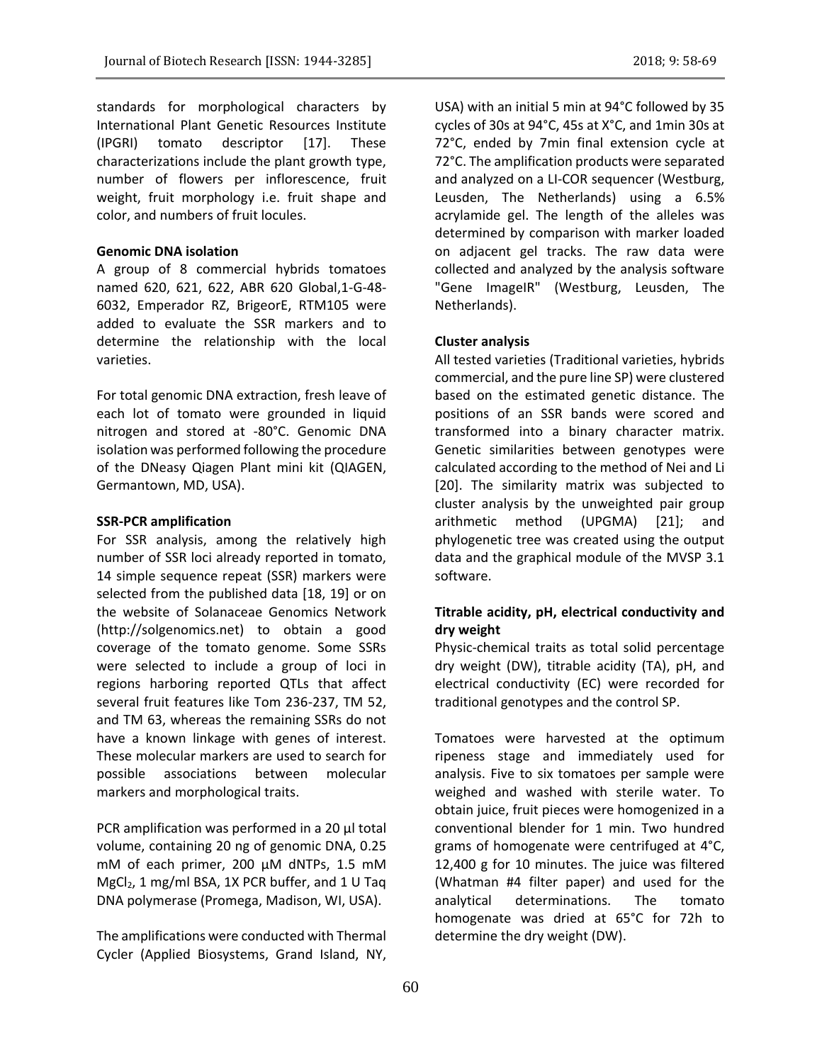standards for morphological characters by International Plant Genetic Resources Institute (IPGRI) tomato descriptor [17]. These characterizations include the plant growth type, number of flowers per inflorescence, fruit weight, fruit morphology i.e. fruit shape and color, and numbers of fruit locules.

**Genomic DNA isolation**

A group of 8 commercial hybrids tomatoes named 620, 621, 622, ABR 620 Global,1-G-48-6032, Emperador RZ, BrigeorE, RTM105 were added to evaluate the SSR markers and to determine the relationship with the local varieties.

For total genomic DNA extraction, fresh leave of each lot of tomato were grounded in liquid nitrogen and stored at -80°C. Genomic DNA isolation was performed following the procedure of the DNeasy Qiagen Plant mini kit (QIAGEN, Germantown, MD, USA).

**SSR-PCR amplification**

For SSR analysis, among the relatively high number of SSR loci already reported in tomato, 14 simple sequence repeat (SSR) markers were selected from the published data [18, 19] or on the website of Solanaceae Genomics Network (http://solgenomics.net) to obtain a good coverage of the tomato genome. Some SSRs were selected to include a group of loci in regions harboring reported QTLs that affect several fruit features like Tom 236-237, TM 52, and TM 63, whereas the remaining SSRs do not have a known linkage with genes of interest. These molecular markers are used to search for possible associations between molecular markers and morphological traits.

PCR amplification was performed in a 20 µl total volume, containing 20 ng of genomic DNA, 0.25 mM of each primer, 200 µM dNTPs, 1.5 mM $MgCl_2$, 1 mg/ml BSA, 1X PCR buffer, and 1 U Taq DNA polymerase (Promega, Madison, WI, USA).

The amplifications were conducted with Thermal Cycler (Applied Biosystems, Grand Island, NY, USA) with an initial 5 min at 94°C followed by 35 cycles of 30s at 94°C, 45s at X°C, and 1min 30s at 72°C, ended by 7min final extension cycle at 72°C. The amplification products were separated and analyzed on a LI-COR sequencer (Westburg, Leusden, The Netherlands) using a 6.5% acrylamide gel. The length of the alleles was determined by comparison with marker loaded on adjacent gel tracks. The raw data were collected and analyzed by the analysis software "Gene ImageIR" (Westburg, Leusden, The Netherlands).

**Cluster analysis**

All tested varieties (Traditional varieties, hybrids commercial, and the pure line SP) were clustered based on the estimated genetic distance. The positions of an SSR bands were scored and transformed into a binary character matrix. Genetic similarities between genotypes were calculated according to the method of Nei and Li [20]. The similarity matrix was subjected to cluster analysis by the unweighted pair group arithmetic method (UPGMA) [21]; and phylogenetic tree was created using the output data and the graphical module of the MVSP 3.1 software.

**Titrable acidity, pH, electrical conductivity and dry weight**

Physic-chemical traits as total solid percentage dry weight (DW), titrable acidity (TA), pH, and electrical conductivity (EC) were recorded for traditional genotypes and the control SP.

Tomatoes were harvested at the optimum ripeness stage and immediately used for analysis. Five to six tomatoes per sample were weighed and washed with sterile water. To obtain juice, fruit pieces were homogenized in a conventional blender for 1 min. Two hundred grams of homogenate were centrifuged at 4°C, 12,400 g for 10 minutes. The juice was filtered (Whatman #4 filter paper) and used for the analytical determinations. The tomato homogenate was dried at 65°C for 72h to determine the dry weight (DW).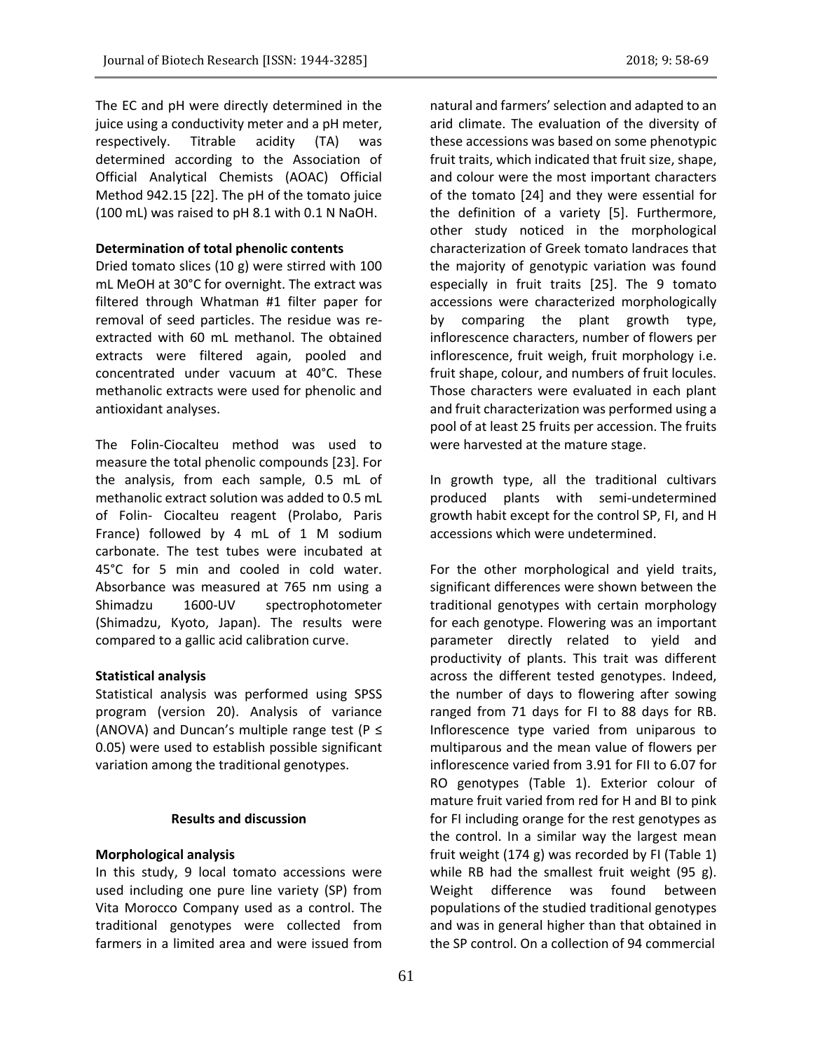The EC and pH were directly determined in the juice using a conductivity meter and a pH meter, respectively. Titrable acidity (TA) was determined according to the Association of Official Analytical Chemists (AOAC) Official Method 942.15 [22]. The pH of the tomato juice (100 mL) was raised to pH 8.1 with 0.1 N NaOH.

**Determination of total phenolic contents**

Dried tomato slices (10 g) were stirred with 100 mL MeOH at 30°C for overnight. The extract was filtered through Whatman #1 filter paper for removal of seed particles. The residue was re-extracted with 60 mL methanol. The obtained extracts were filtered again, pooled and concentrated under vacuum at 40°C. These methanolic extracts were used for phenolic and antioxidant analyses.

The Folin-Ciocalteu method was used to measure the total phenolic compounds [23]. For the analysis, from each sample, 0.5 mL of methanolic extract solution was added to 0.5 mL of Folin- Ciocalteu reagent (Prolabo, Paris France) followed by 4 mL of 1 M sodium carbonate. The test tubes were incubated at 45°C for 5 min and cooled in cold water. Absorbance was measured at 765 nm using a Shimadzu 1600-UV spectrophotometer (Shimadzu, Kyoto, Japan). The results were compared to a gallic acid calibration curve.

**Statistical analysis**

Statistical analysis was performed using SPSS program (version 20). Analysis of variance (ANOVA) and Duncan's multiple range test ($P \leq 0.05$) were used to establish possible significant variation among the traditional genotypes.

## Results and discussion

**Morphological analysis**

In this study, 9 local tomato accessions were used including one pure line variety (SP) from Vita Morocco Company used as a control. The traditional genotypes were collected from farmers in a limited area and were issued from natural and farmers' selection and adapted to an arid climate. The evaluation of the diversity of these accessions was based on some phenotypic fruit traits, which indicated that fruit size, shape, and colour were the most important characters of the tomato [24] and they were essential for the definition of a variety [5]. Furthermore, other study noticed in the morphological characterization of Greek tomato landraces that the majority of genotypic variation was found especially in fruit traits [25]. The 9 tomato accessions were characterized morphologically by comparing the plant growth type, inflorescence characters, number of flowers per inflorescence, fruit weigh, fruit morphology i.e. fruit shape, colour, and numbers of fruit locules. Those characters were evaluated in each plant and fruit characterization was performed using a pool of at least 25 fruits per accession. The fruits were harvested at the mature stage.

In growth type, all the traditional cultivars produced plants with semi-undetermined growth habit except for the control SP, FI, and H accessions which were undetermined.

For the other morphological and yield traits, significant differences were shown between the traditional genotypes with certain morphology for each genotype. Flowering was an important parameter directly related to yield and productivity of plants. This trait was different across the different tested genotypes. Indeed, the number of days to flowering after sowing ranged from 71 days for FI to 88 days for RB. Inflorescence type varied from uniparous to multiparous and the mean value of flowers per inflorescence varied from 3.91 for FII to 6.07 for RO genotypes (Table 1). Exterior colour of mature fruit varied from red for H and BI to pink for FI including orange for the rest genotypes as the control. In a similar way the largest mean fruit weight (174 g) was recorded by FI (Table 1) while RB had the smallest fruit weight (95 g). Weight difference was found between populations of the studied traditional genotypes and was in general higher than that obtained in the SP control. On a collection of 94 commercial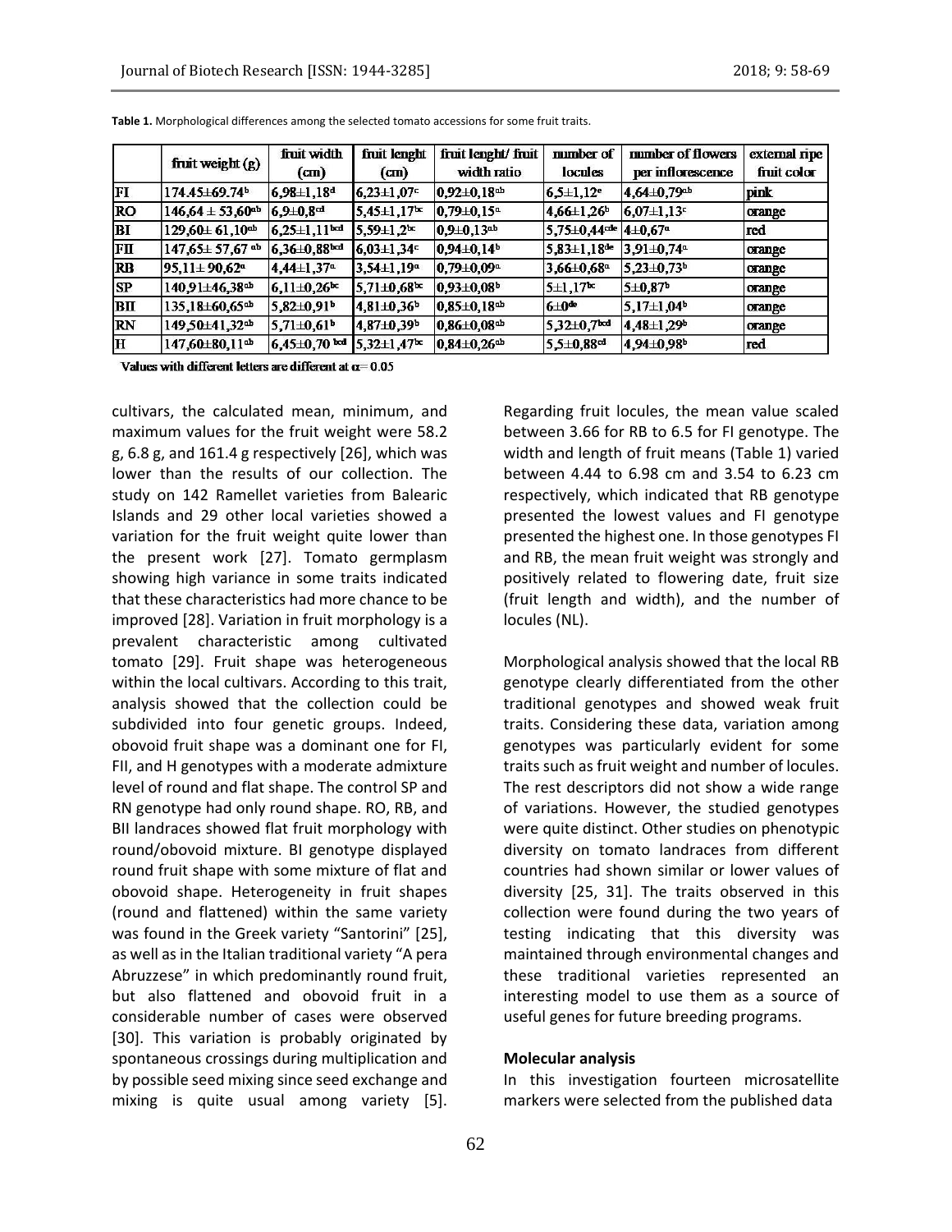**Table 1.** Morphological differences among the selected tomato accessions for some fruit traits.

| | fruit weight (g) | fruit width (cm) | fruit lenght (cm) | fruit lenght/ fruit width ratio | number of locules | number of flowers per inflorescence | external ripe fruit color |
|---|---|---|---|---|---|---|---|
| FI | 174.45±69.74$^{b}$ | 6,98±1,18$^{d}$ | 6,23±1,07$^{c}$ | 0,92±0,18$^{ab}$ | 6,5±1,12$^{e}$ | 4,64±0,79$^{ab}$ | pink |
| RO | 146,64 ± 53,60$^{ab}$ | 6,9±0,8$^{cd}$ | 5,45±1,17$^{bc}$ | 0,79±0,15$^{a}$ | 4,66±1,26$^{b}$ | 6,07±1,13$^{c}$ | orange |
| BI | 129,60± 61,10$^{ab}$ | 6,25±1,11$^{bcd}$ | 5,59±1,2$^{bc}$ | 0,9±0,13$^{ab}$ | 5,75±0,44$^{cde}$ | 4±0,67$^{a}$ | red |
| FII | 147,65± 57,67 $^{ab}$ | 6,36±0,88$^{bcd}$ | 6,03±1,34$^{c}$ | 0,94±0,14$^{b}$ | 5,83±1,18$^{de}$ | 3,91±0,74$^{a}$ | orange |
| RB | 95,11± 90,62$^{a}$ | 4,44±1,37$^{a}$ | 3,54±1,19$^{a}$ | 0,79±0,09$^{a}$ | 3,66±0,68$^{a}$ | 5,23±0,73$^{b}$ | orange |
| SP | 140,91±46,38$^{ab}$ | 6,11±0,26$^{bc}$ | 5,71±0,68$^{bc}$ | 0,93±0,08$^{b}$ | 5±1,17$^{bc}$ | 5±0,87$^{b}$ | orange |
| BII | 135,18±60,65$^{ab}$ | 5,82±0,91$^{b}$ | 4,81±0,36$^{b}$ | 0,85±0,18$^{ab}$ | 6±0$^{de}$ | 5,17±1,04$^{b}$ | orange |
| RN | 149,50±41,32$^{ab}$ | 5,71±0,61$^{b}$ | 4,87±0,39$^{b}$ | 0,86±0,08$^{ab}$ | 5,32±0,7$^{bcd}$ | 4,48±1,29$^{b}$ | orange |
| H | 147,60±80,11$^{ab}$ | 6,45±0,70 $^{bcd}$ | 5,32±1,47$^{bc}$ | 0,84±0,26$^{ab}$ | 5,5±0,88$^{cd}$ | 4,94±0,98$^{b}$ | red |

Values with different letters are different at $\alpha = 0.05$

cultivars, the calculated mean, minimum, and maximum values for the fruit weight were 58.2 g, 6.8 g, and 161.4 g respectively [26], which was lower than the results of our collection. The study on 142 Ramellet varieties from Balearic Islands and 29 other local varieties showed a variation for the fruit weight quite lower than the present work [27]. Tomato germplasm showing high variance in some traits indicated that these characteristics had more chance to be improved [28]. Variation in fruit morphology is a prevalent characteristic among cultivated tomato [29]. Fruit shape was heterogeneous within the local cultivars. According to this trait, analysis showed that the collection could be subdivided into four genetic groups. Indeed, obovoid fruit shape was a dominant one for FI, FII, and H genotypes with a moderate admixture level of round and flat shape. The control SP and RN genotype had only round shape. RO, RB, and BII landraces showed flat fruit morphology with round/obovoid mixture. BI genotype displayed round fruit shape with some mixture of flat and obovoid shape. Heterogeneity in fruit shapes (round and flattened) within the same variety was found in the Greek variety "Santorini" [25], as well as in the Italian traditional variety "A pera Abruzzese" in which predominantly round fruit, but also flattened and obovoid fruit in a considerable number of cases were observed [30]. This variation is probably originated by spontaneous crossings during multiplication and by possible seed mixing since seed exchange and mixing is quite usual among variety [5].

Regarding fruit locules, the mean value scaled between 3.66 for RB to 6.5 for FI genotype. The width and length of fruit means (Table 1) varied between 4.44 to 6.98 cm and 3.54 to 6.23 cm respectively, which indicated that RB genotype presented the lowest values and FI genotype presented the highest one. In those genotypes FI and RB, the mean fruit weight was strongly and positively related to flowering date, fruit size (fruit length and width), and the number of locules (NL).

Morphological analysis showed that the local RB genotype clearly differentiated from the other traditional genotypes and showed weak fruit traits. Considering these data, variation among genotypes was particularly evident for some traits such as fruit weight and number of locules. The rest descriptors did not show a wide range of variations. However, the studied genotypes were quite distinct. Other studies on phenotypic diversity on tomato landraces from different countries had shown similar or lower values of diversity [25, 31]. The traits observed in this collection were found during the two years of testing indicating that this diversity was maintained through environmental changes and these traditional varieties represented an interesting model to use them as a source of useful genes for future breeding programs.

### Molecular analysis

In this investigation fourteen microsatellite markers were selected from the published data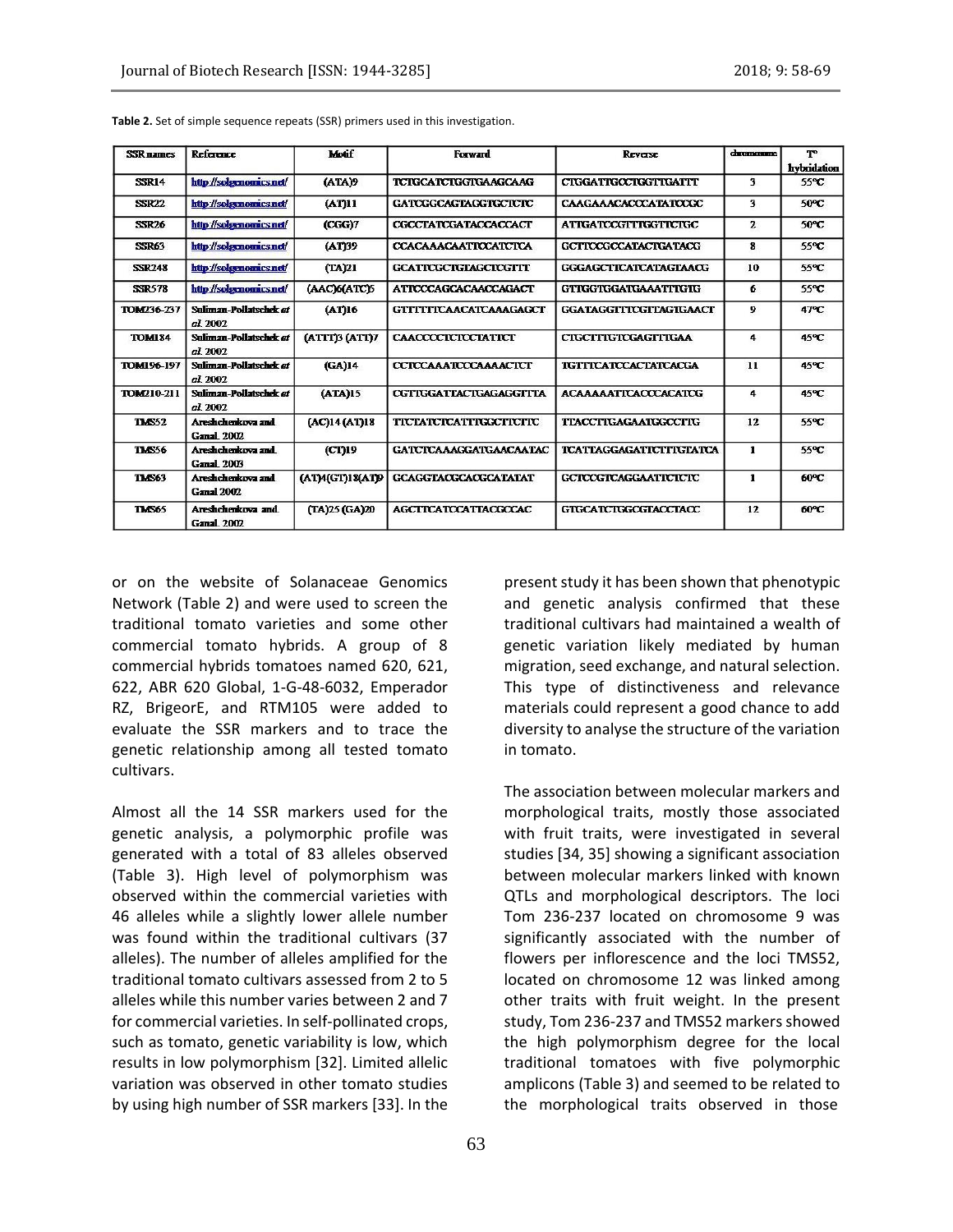**Table 2.** Set of simple sequence repeats (SSR) primers used in this investigation.

| SSR names | Reference | Motif | Forward | Reverse | chromosome | T° hybridation |
|---|---|---|---|---|---|---|
| SSR14 | http://solgenomics.net/ | (ATA)9 | TCTGCATCTGGTGAAGCAAG | CTGGATTGCCTGGTTGATTT | 3 | 55°C |
| SSR22 | http://solgenomics.net/ | (AT)11 | GATCGGCAGTAGGTGCTCTC | CAAGAAACACCCATATCCGC | 3 | 50°C |
| SSR26 | http://solgenomics.net/ | (CGG)7 | CGCCTATCGATACCACCACT | ATTGATCCGTTTGGTTCTGC | 2 | 50°C |
| SSR63 | http://solgenomics.net/ | (AT)39 | CCACAAACAATTCCATCTCA | GCTTCCGCCATACTGATACG | 8 | 55°C |
| SSR248 | http://solgenomics.net/ | (TA)21 | GCATTCGCTGTAGCTCGTTT | GGGAGCTTCATCATAGTAACG | 10 | 55°C |
| SSR578 | http://solgenomics.net/ | (AAC)6(ATC)5 | ATTCCCAGCACAACCAGACT | GTTGGTGGATGAAATTTGTG | 6 | 55°C |
| TOM236-237 | Suliman-Pollatschek *et al.* 2002 | (AT)16 | GTTTTTTCAACATCAAAGAGCT | GGATAGGTTTCGTTAGTGAACT | 9 | 47°C |
| TOM184 | Suliman-Pollatschek *et al.* 2002 | (ATTT)3 (ATT)7 | CAACCCCTCTCCTATTCT | CTGCTTTGTCGAGTTTGAA | 4 | 45°C |
| TOM196-197 | Suliman-Pollatschek *et al.* 2002 | (GA)14 | CCTCCAAATCCCAAAACTCT | TGTTTCATCCTACTATCACGA | 11 | 45°C |
| TOM210-211 | Suliman-Pollatschek *et al.* 2002 | (ATA)15 | CGTTGGATTACTGAGAGGTTTA | ACAAAAAATTCACCCACATCG | 4 | 45°C |
| TMS52 | Areshchenkova and Ganal. 2002 | (AC)14 (AT)18 | TTCTATCTCATTTGGCTTCTTC | TTACCTTGAGAATGGCCTTG | 12 | 55°C |
| TMS56 | Areshchenkova and Ganal. 2003 | (CT)19 | GATCTCAAAGGATGAACAATAC | TCATTAGGAGATTCTTTGTATCA | 1 | 55°C |
| TMS63 | Areshchenkova and Ganal 2002 | (AT)4(GT)18(AT)9 | GCAGGTACGCACGCATATAT | GCTCCGTCAGGAATTCTCTC | 1 | 60°C |
| TMS65 | Areshchenkova and Ganal. 2002 | (TA)25 (GA)20 | AGCTTCATCCATTACGCCAC | GTGCATCTGGCGTACCTACC | 12 | 60°C |

or on the website of Solanaceae Genomics Network (Table 2) and were used to screen the traditional tomato varieties and some other commercial tomato hybrids. A group of 8 commercial hybrids tomatoes named 620, 621, 622, ABR 620 Global, 1-G-48-6032, Emperador RZ, BrigeorE, and RTM105 were added to evaluate the SSR markers and to trace the genetic relationship among all tested tomato cultivars.

Almost all the 14 SSR markers used for the genetic analysis, a polymorphic profile was generated with a total of 83 alleles observed (Table 3). High level of polymorphism was observed within the commercial varieties with 46 alleles while a slightly lower allele number was found within the traditional cultivars (37 alleles). The number of alleles amplified for the traditional tomato cultivars assessed from 2 to 5 alleles while this number varies between 2 and 7 for commercial varieties. In self-pollinated crops, such as tomato, genetic variability is low, which results in low polymorphism [32]. Limited allelic variation was observed in other tomato studies by using high number of SSR markers [33]. In the present study it has been shown that phenotypic and genetic analysis confirmed that these traditional cultivars had maintained a wealth of genetic variation likely mediated by human migration, seed exchange, and natural selection. This type of distinctiveness and relevance materials could represent a good chance to add diversity to analyse the structure of the variation in tomato.

The association between molecular markers and morphological traits, mostly those associated with fruit traits, were investigated in several studies [34, 35] showing a significant association between molecular markers linked with known QTLs and morphological descriptors. The loci Tom 236-237 located on chromosome 9 was significantly associated with the number of flowers per inflorescence and the loci TMS52, located on chromosome 12 was linked among other traits with fruit weight. In the present study, Tom 236-237 and TMS52 markers showed the high polymorphism degree for the local traditional tomatoes with five polymorphic amplicons (Table 3) and seemed to be related to the morphological traits observed in those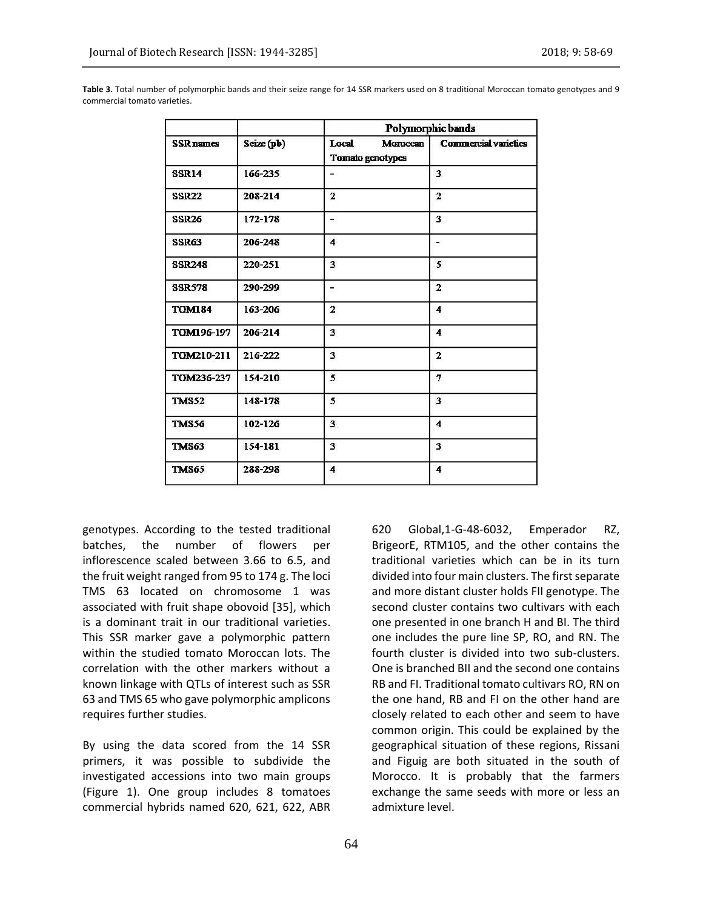**Table 3.** Total number of polymorphic bands and their seize range for 14 SSR markers used on 8 traditional Moroccan tomato genotypes and 9 commercial tomato varieties.

| | | Polymorphic bands | |
|---|---|---|---|
| SSR names | Seize (pb) | Local Moroccan Tomato genotypes | Commercial varieties |
| SSR14 | 166-235 | - | 3 |
| SSR22 | 208-214 | 2 | 2 |
| SSR26 | 172-178 | - | 3 |
| SSR63 | 206-248 | 4 | - |
| SSR248 | 220-251 | 3 | 5 |
| SSR578 | 290-299 | - | 2 |
| TOM184 | 163-206 | 2 | 4 |
| TOM196-197 | 206-214 | 3 | 4 |
| TOM210-211 | 216-222 | 3 | 2 |
| TOM236-237 | 154-210 | 5 | 7 |
| TMS52 | 148-178 | 5 | 3 |
| TMS56 | 102-126 | 3 | 4 |
| TMS63 | 154-181 | 3 | 3 |
| TMS65 | 288-298 | 4 | 4 |

genotypes. According to the tested traditional batches, the number of flowers per inflorescence scaled between 3.66 to 6.5, and the fruit weight ranged from 95 to 174 g. The loci TMS 63 located on chromosome 1 was associated with fruit shape obovoid [35], which is a dominant trait in our traditional varieties. This SSR marker gave a polymorphic pattern within the studied tomato Moroccan lots. The correlation with the other markers without a known linkage with QTLs of interest such as SSR 63 and TMS 65 who gave polymorphic amplicons requires further studies.

By using the data scored from the 14 SSR primers, it was possible to subdivide the investigated accessions into two main groups (Figure 1). One group includes 8 tomatoes commercial hybrids named 620, 621, 622, ABR 620 Global,1-G-48-6032, Emperador RZ, BrigeorE, RTM105, and the other contains the traditional varieties which can be in its turn divided into four main clusters. The first separate and more distant cluster holds FII genotype. The second cluster contains two cultivars with each one presented in one branch H and BI. The third one includes the pure line SP, RO, and RN. The fourth cluster is divided into two sub-clusters. One is branched BII and the second one contains RB and FI. Traditional tomato cultivars RO, RN on the one hand, RB and FI on the other hand are closely related to each other and seem to have common origin. This could be explained by the geographical situation of these regions, Rissani and Figuig are both situated in the south of Morocco. It is probably that the farmers exchange the same seeds with more or less an admixture level.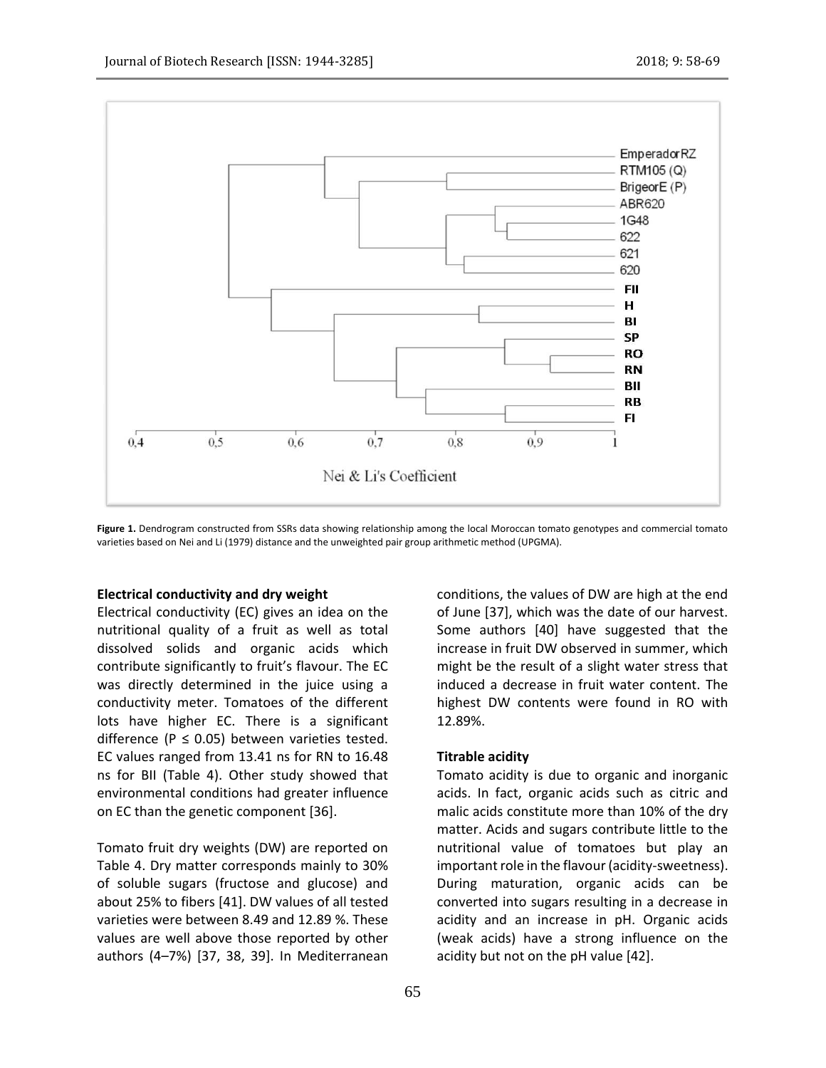**Figure 1.** Dendrogram constructed from SSRs data showing relationship among the local Moroccan tomato genotypes and commercial tomato varieties based on Nei and Li (1979) distance and the unweighted pair group arithmetic method (UPGMA).

**Electrical conductivity and dry weight**

Electrical conductivity (EC) gives an idea on the nutritional quality of a fruit as well as total dissolved solids and organic acids which contribute significantly to fruit's flavour. The EC was directly determined in the juice using a conductivity meter. Tomatoes of the different lots have higher EC. There is a significant difference ($P \leq 0.05$) between varieties tested. EC values ranged from 13.41 ns for RN to 16.48 ns for BII (Table 4). Other study showed that environmental conditions had greater influence on EC than the genetic component [36].

Tomato fruit dry weights (DW) are reported on Table 4. Dry matter corresponds mainly to 30% of soluble sugars (fructose and glucose) and about 25% to fibers [41]. DW values of all tested varieties were between 8.49 and 12.89 %. These values are well above those reported by other authors (4–7%) [37, 38, 39]. In Mediterranean conditions, the values of DW are high at the end of June [37], which was the date of our harvest. Some authors [40] have suggested that the increase in fruit DW observed in summer, which might be the result of a slight water stress that induced a decrease in fruit water content. The highest DW contents were found in RO with 12.89%.

**Titrable acidity**

Tomato acidity is due to organic and inorganic acids. In fact, organic acids such as citric and malic acids constitute more than 10% of the dry matter. Acids and sugars contribute little to the nutritional value of tomatoes but play an important role in the flavour (acidity-sweetness). During maturation, organic acids can be converted into sugars resulting in a decrease in acidity and an increase in pH. Organic acids (weak acids) have a strong influence on the acidity but not on the pH value [42].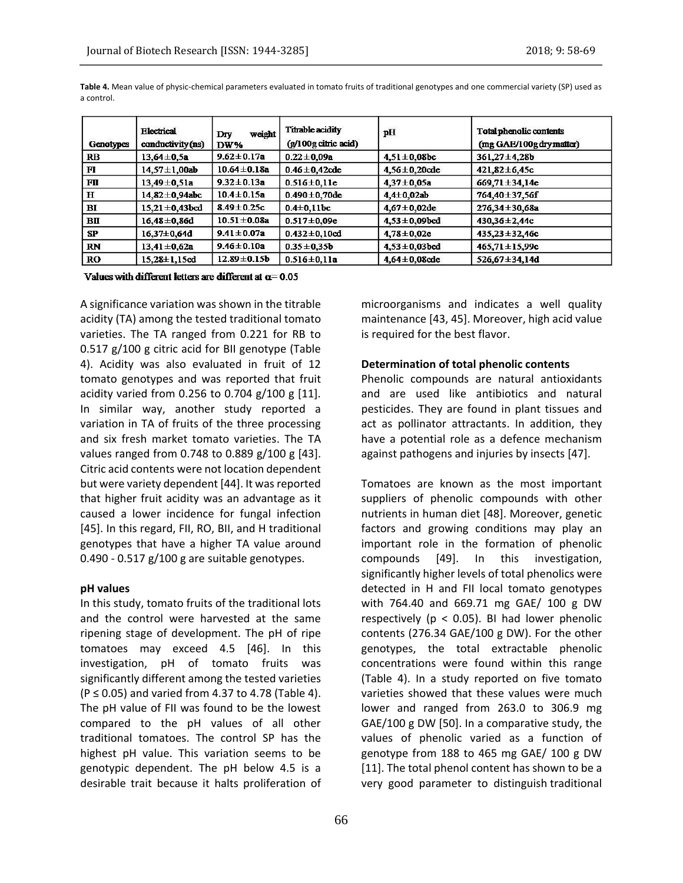**Table 4.** Mean value of physic-chemical parameters evaluated in tomato fruits of traditional genotypes and one commercial variety (SP) used as a control.

| Genotypes | Electrical conductivity (ns) | Dry weight DW% | Titrable acidity (g/100g citric acid) | pH | Total phenolic contents (mg GAE/100g dry matter) |
|---|---|---|---|---|---|
| RB | 13,64±0,5a | 9.62±0.17a | 0.22±0,09a | 4,51±0,08bc | 361,27±4,28b |
| FI | 14,57±1,00ab | 10.64±0.18a | 0.46±0,42cde | 4,56±0,20cde | 421,82±6,45c |
| FII | 13,49±0,51a | 9.32±0.13a | 0.516±0,11e | 4,37±0,05a | 669,71±34,14e |
| H | 14,82±0,94abc | 10.4±0.15a | 0.490±0,70de | 4,4±0,02ab | 764,40±37,56f |
| BI | 15,21±0,43bcd | 8.49±0.25c | 0.4±0,11bc | 4,67±0,02de | 276,34±30,68a |
| BII | 16,48±0,86d | 10.51±0.08a | 0.517±0,09e | 4,53±0,09bcd | 430,36±2,44c |
| SP | 16,37±0,64d | 9.41±0.07a | 0.432±0,10cd | 4,78±0,02e | 435,23±32,46c |
| RN | 13,41±0,62a | 9.46±0.10a | 0.35±0,35b | 4,53±0,03bcd | 465,71±15,99c |
| RO | 15,28±1,15cd | 12.89±0.15b | 0.516±0,11a | 4,64±0,08cde | 526,67±34,14d |

Values with different letters are different at $\alpha = 0.05$

A significance variation was shown in the titrable acidity (TA) among the tested traditional tomato varieties. The TA ranged from 0.221 for RB to 0.517 g/100 g citric acid for BII genotype (Table 4). Acidity was also evaluated in fruit of 12 tomato genotypes and was reported that fruit acidity varied from 0.256 to 0.704 g/100 g [11]. In similar way, another study reported a variation in TA of fruits of the three processing and six fresh market tomato varieties. The TA values ranged from 0.748 to 0.889 g/100 g [43]. Citric acid contents were not location dependent but were variety dependent [44]. It was reported that higher fruit acidity was an advantage as it caused a lower incidence for fungal infection [45]. In this regard, FII, RO, BII, and H traditional genotypes that have a higher TA value around 0.490 - 0.517 g/100 g are suitable genotypes.

**pH values**

In this study, tomato fruits of the traditional lots and the control were harvested at the same ripening stage of development. The pH of ripe tomatoes may exceed 4.5 [46]. In this investigation, pH of tomato fruits was significantly different among the tested varieties ($P \leq 0.05$) and varied from 4.37 to 4.78 (Table 4). The pH value of FII was found to be the lowest compared to the pH values of all other traditional tomatoes. The control SP has the highest pH value. This variation seems to be genotypic dependent. The pH below 4.5 is a desirable trait because it halts proliferation of microorganisms and indicates a well quality maintenance [43, 45]. Moreover, high acid value is required for the best flavor.

**Determination of total phenolic contents**

Phenolic compounds are natural antioxidants and are used like antibiotics and natural pesticides. They are found in plant tissues and act as pollinator attractants. In addition, they have a potential role as a defence mechanism against pathogens and injuries by insects [47].

Tomatoes are known as the most important suppliers of phenolic compounds with other nutrients in human diet [48]. Moreover, genetic factors and growing conditions may play an important role in the formation of phenolic compounds [49]. In this investigation, significantly higher levels of total phenolics were detected in H and FII local tomato genotypes with 764.40 and 669.71 mg GAE/ 100 g DW respectively ($p < 0.05$). BI had lower phenolic contents (276.34 GAE/100 g DW). For the other genotypes, the total extractable phenolic concentrations were found within this range (Table 4). In a study reported on five tomato varieties showed that these values were much lower and ranged from 263.0 to 306.9 mg GAE/100 g DW [50]. In a comparative study, the values of phenolic varied as a function of genotype from 188 to 465 mg GAE/ 100 g DW [11]. The total phenol content has shown to be a very good parameter to distinguish traditional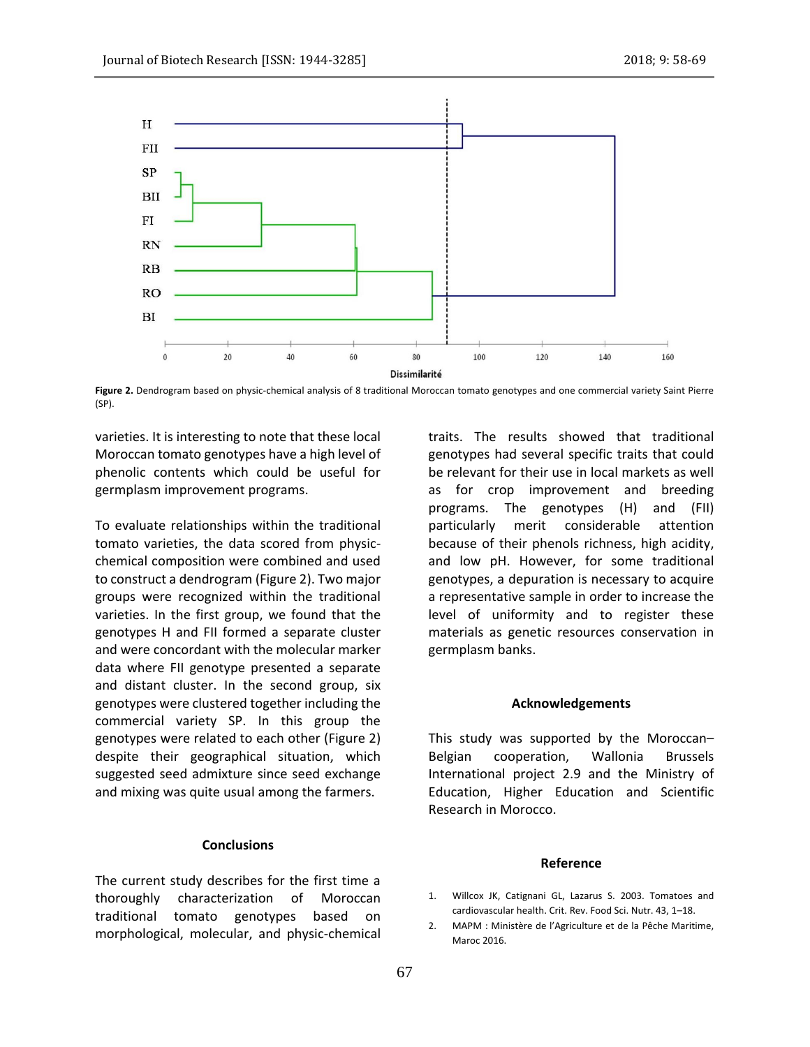Figure 2. Dendrogram based on physic-chemical analysis of 8 traditional Moroccan tomato genotypes and one commercial variety Saint Pierre (SP).

varieties. It is interesting to note that these local Moroccan tomato genotypes have a high level of phenolic contents which could be useful for germplasm improvement programs.

To evaluate relationships within the traditional tomato varieties, the data scored from physic-chemical composition were combined and used to construct a dendrogram (Figure 2). Two major groups were recognized within the traditional varieties. In the first group, we found that the genotypes H and FII formed a separate cluster and were concordant with the molecular marker data where FII genotype presented a separate and distant cluster. In the second group, six genotypes were clustered together including the commercial variety SP. In this group the genotypes were related to each other (Figure 2) despite their geographical situation, which suggested seed admixture since seed exchange and mixing was quite usual among the farmers.

## Conclusions

The current study describes for the first time a thoroughly characterization of Moroccan traditional tomato genotypes based on morphological, molecular, and physic-chemical traits. The results showed that traditional genotypes had several specific traits that could be relevant for their use in local markets as well as for crop improvement and breeding programs. The genotypes (H) and (FII) particularly merit considerable attention because of their phenols richness, high acidity, and low pH. However, for some traditional genotypes, a depuration is necessary to acquire a representative sample in order to increase the level of uniformity and to register these materials as genetic resources conservation in germplasm banks.

## Acknowledgements

This study was supported by the Moroccan–Belgian cooperation, Wallonia Brussels International project 2.9 and the Ministry of Education, Higher Education and Scientific Research in Morocco.

## Reference

1. Willcox JK, Catignani GL, Lazarus S. 2003. Tomatoes and cardiovascular health. Crit. Rev. Food Sci. Nutr. 43, 1–18.
2. MAPM : Ministère de l'Agriculture et de la Pêche Maritime, Maroc 2016.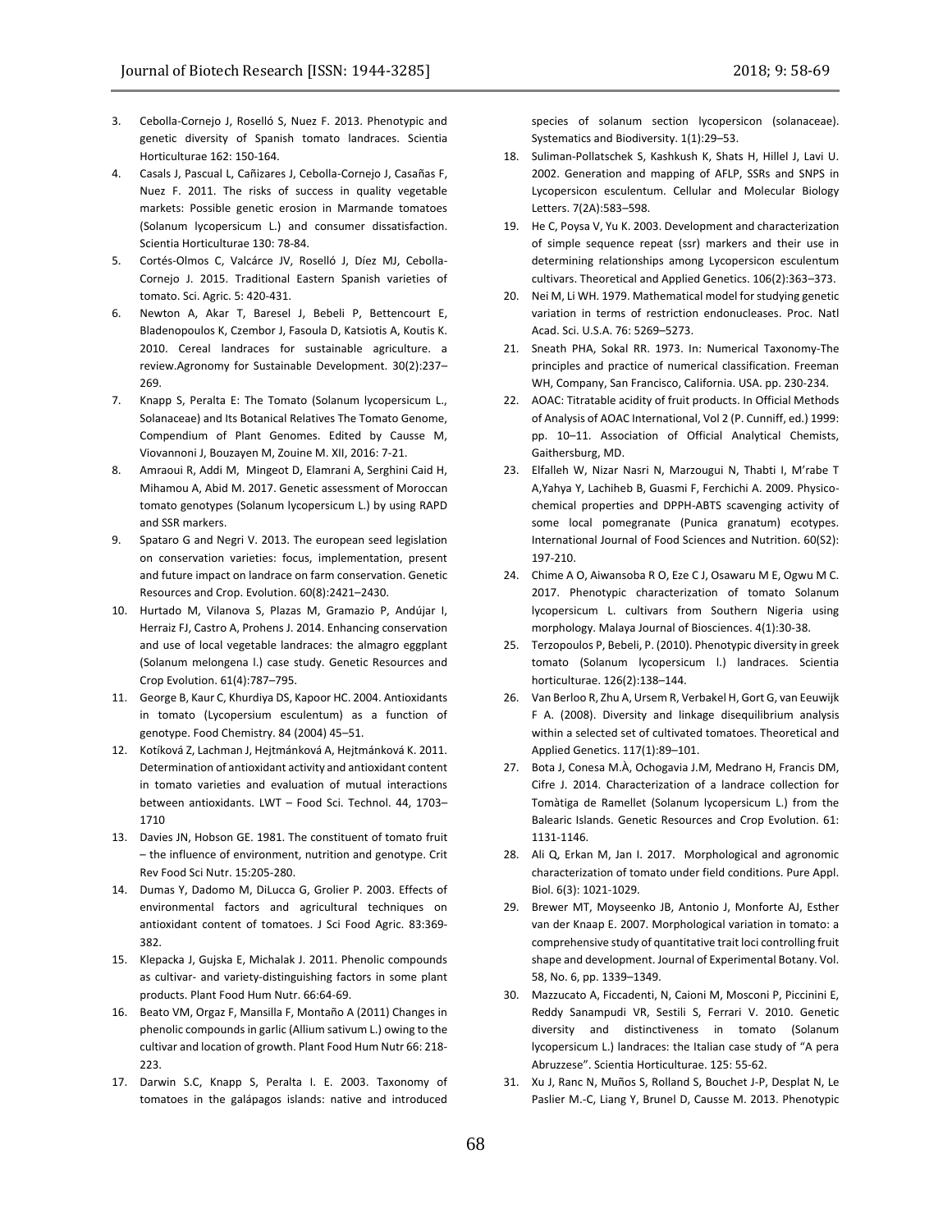3. Cebolla-Cornejo J, Roselló S, Nuez F. 2013. Phenotypic and genetic diversity of Spanish tomato landraces. Scientia Horticulturae 162: 150-164.
4. Casals J, Pascual L, Cañizares J, Cebolla-Cornejo J, Casañas F, Nuez F. 2011. The risks of success in quality vegetable markets: Possible genetic erosion in Marmande tomatoes (Solanum lycopersicum L.) and consumer dissatisfaction. Scientia Horticulturae 130: 78-84.
5. Cortés-Olmos C, Valcárce JV, Roselló J, Díez MJ, Cebolla-Cornejo J. 2015. Traditional Eastern Spanish varieties of tomato. Sci. Agric. 5: 420-431.
6. Newton A, Akar T, Baresel J, Bebeli P, Bettencourt E, Bladenopoulos K, Czembor J, Fasoula D, Katsiotis A, Koutis K. 2010. Cereal landraces for sustainable agriculture. a review.Agronomy for Sustainable Development. 30(2):237–269.
7. Knapp S, Peralta E: The Tomato (Solanum lycopersicum L., Solanaceae) and Its Botanical Relatives The Tomato Genome, Compendium of Plant Genomes. Edited by Causse M, Viovannoni J, Bouzayen M, Zouine M. XII, 2016: 7-21.
8. Amraoui R, Addi M, Mingeot D, Elamrani A, Serghini Caid H, Mihamou A, Abid M. 2017. Genetic assessment of Moroccan tomato genotypes (Solanum lycopersicum L.) by using RAPD and SSR markers.
9. Spataro G and Negri V. 2013. The european seed legislation on conservation varieties: focus, implementation, present and future impact on landrace on farm conservation. Genetic Resources and Crop. Evolution. 60(8):2421–2430.
10. Hurtado M, Vilanova S, Plazas M, Gramazio P, Andújar I, Herraiz FJ, Castro A, Prohens J. 2014. Enhancing conservation and use of local vegetable landraces: the almagro eggplant (Solanum melongena l.) case study. Genetic Resources and Crop Evolution. 61(4):787–795.
11. George B, Kaur C, Khurdiya DS, Kapoor HC. 2004. Antioxidants in tomato (Lycopersium esculentum) as a function of genotype. Food Chemistry. 84 (2004) 45–51.
12. Kotíková Z, Lachman J, Hejtmánková A, Hejtmánková K. 2011. Determination of antioxidant activity and antioxidant content in tomato varieties and evaluation of mutual interactions between antioxidants. LWT – Food Sci. Technol. 44, 1703–1710
13. Davies JN, Hobson GE. 1981. The constituent of tomato fruit – the influence of environment, nutrition and genotype. Crit Rev Food Sci Nutr. 15:205-280.
14. Dumas Y, Dadomo M, DiLucca G, Grolier P. 2003. Effects of environmental factors and agricultural techniques on antioxidant content of tomatoes. J Sci Food Agric. 83:369-382.
15. Klepacka J, Gujska E, Michalak J. 2011. Phenolic compounds as cultivar- and variety-distinguishing factors in some plant products. Plant Food Hum Nutr. 66:64-69.
16. Beato VM, Orgaz F, Mansilla F, Montaño A (2011) Changes in phenolic compounds in garlic (Allium sativum L.) owing to the cultivar and location of growth. Plant Food Hum Nutr 66: 218-223.
17. Darwin S.C, Knapp S, Peralta I. E. 2003. Taxonomy of tomatoes in the galápagos islands: native and introduced species of solanum section lycopersicon (solanaceae). Systematics and Biodiversity. 1(1):29–53.
18. Suliman-Pollatschek S, Kashkush K, Shats H, Hillel J, Lavi U. 2002. Generation and mapping of AFLP, SSRs and SNPS in Lycopersicon esculentum. Cellular and Molecular Biology Letters. 7(2A):583–598.
19. He C, Poysa V, Yu K. 2003. Development and characterization of simple sequence repeat (ssr) markers and their use in determining relationships among Lycopersicon esculentum cultivars. Theoretical and Applied Genetics. 106(2):363–373.
20. Nei M, Li WH. 1979. Mathematical model for studying genetic variation in terms of restriction endonucleases. Proc. Natl Acad. Sci. U.S.A. 76: 5269–5273.
21. Sneath PHA, Sokal RR. 1973. In: Numerical Taxonomy-The principles and practice of numerical classification. Freeman WH, Company, San Francisco, California. USA. pp. 230-234.
22. AOAC: Titratable acidity of fruit products. In Official Methods of Analysis of AOAC International, Vol 2 (P. Cunniff, ed.) 1999: pp. 10–11. Association of Official Analytical Chemists, Gaithersburg, MD.
23. Elfalleh W, Nizar Nasri N, Marzougui N, Thabti I, M'rabe T A,Yahya Y, Lachiheb B, Guasmi F, Ferchichi A. 2009. Physico-chemical properties and DPPH-ABTS scavenging activity of some local pomegranate (Punica granatum) ecotypes. International Journal of Food Sciences and Nutrition. 60(S2): 197-210.
24. Chime A O, Aiwansoba R O, Eze C J, Osawaru M E, Ogwu M C. 2017. Phenotypic characterization of tomato Solanum lycopersicum L. cultivars from Southern Nigeria using morphology. Malaya Journal of Biosciences. 4(1):30-38.
25. Terzopoulos P, Bebeli, P. (2010). Phenotypic diversity in greek tomato (Solanum lycopersicum l.) landraces. Scientia horticulturae. 126(2):138–144.
26. Van Berloo R, Zhu A, Ursem R, Verbakel H, Gort G, van Eeuwijk F A. (2008). Diversity and linkage disequilibrium analysis within a selected set of cultivated tomatoes. Theoretical and Applied Genetics. 117(1):89–101.
27. Bota J, Conesa M.À, Ochogavia J.M, Medrano H, Francis DM, Cifre J. 2014. Characterization of a landrace collection for Tomàtiga de Ramellet (Solanum lycopersicum L.) from the Balearic Islands. Genetic Resources and Crop Evolution. 61: 1131-1146.
28. Ali Q, Erkan M, Jan I. 2017. Morphological and agronomic characterization of tomato under field conditions. Pure Appl. Biol. 6(3): 1021-1029.
29. Brewer MT, Moyseenko JB, Antonio J, Monforte AJ, Esther van der Knaap E. 2007. Morphological variation in tomato: a comprehensive study of quantitative trait loci controlling fruit shape and development. Journal of Experimental Botany. Vol. 58, No. 6, pp. 1339–1349.
30. Mazzucato A, Ficcadenti, N, Caioni M, Mosconi P, Piccinini E, Reddy Sanampudi VR, Sestili S, Ferrari V. 2010. Genetic diversity and distinctiveness in tomato (Solanum lycopersicum L.) landraces: the Italian case study of "A pera Abruzzese". Scientia Horticulturae. 125: 55-62.
31. Xu J, Ranc N, Muños S, Rolland S, Bouchet J-P, Desplat N, Le Paslier M.-C, Liang Y, Brunel D, Causse M. 2013. Phenotypic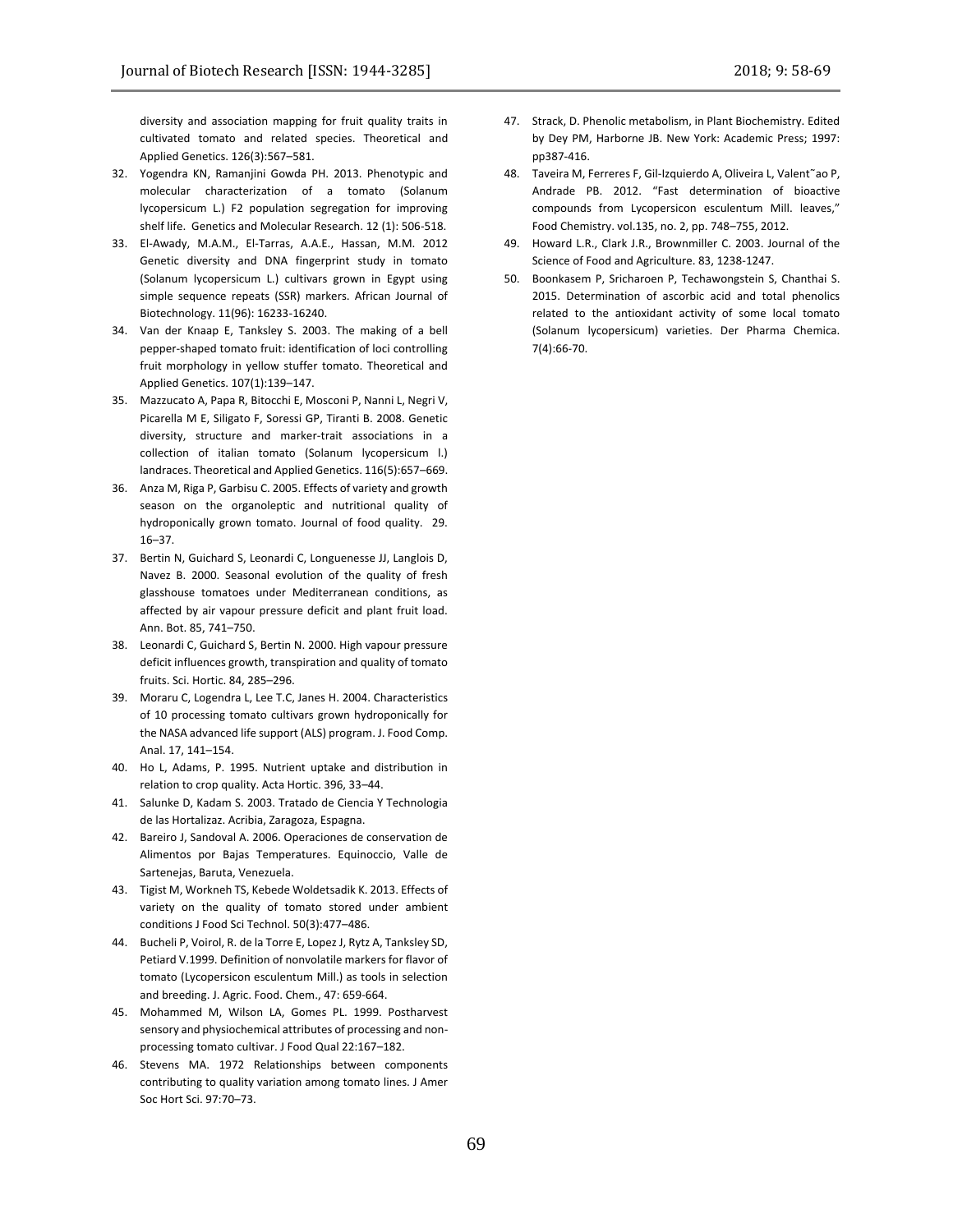diversity and association mapping for fruit quality traits in cultivated tomato and related species. Theoretical and Applied Genetics. 126(3):567–581.

32. Yogendra KN, Ramanjini Gowda PH. 2013. Phenotypic and molecular characterization of a tomato (Solanum lycopersicum L.) F2 population segregation for improving shelf life. Genetics and Molecular Research. 12 (1): 506-518.
33. El-Awady, M.A.M., El-Tarras, A.A.E., Hassan, M.M. 2012 Genetic diversity and DNA fingerprint study in tomato (Solanum lycopersicum L.) cultivars grown in Egypt using simple sequence repeats (SSR) markers. African Journal of Biotechnology. 11(96): 16233-16240.
34. Van der Knaap E, Tanksley S. 2003. The making of a bell pepper-shaped tomato fruit: identification of loci controlling fruit morphology in yellow stuffer tomato. Theoretical and Applied Genetics. 107(1):139–147.
35. Mazzucato A, Papa R, Bitocchi E, Mosconi P, Nanni L, Negri V, Picarella M E, Siligato F, Soressi GP, Tiranti B. 2008. Genetic diversity, structure and marker-trait associations in a collection of italian tomato (Solanum lycopersicum l.) landraces. Theoretical and Applied Genetics. 116(5):657–669.
36. Anza M, Riga P, Garbisu C. 2005. Effects of variety and growth season on the organoleptic and nutritional quality of hydroponically grown tomato. Journal of food quality. 29. 16–37.
37. Bertin N, Guichard S, Leonardi C, Longuenesse JJ, Langlois D, Navez B. 2000. Seasonal evolution of the quality of fresh glasshouse tomatoes under Mediterranean conditions, as affected by air vapour pressure deficit and plant fruit load. Ann. Bot. 85, 741–750.
38. Leonardi C, Guichard S, Bertin N. 2000. High vapour pressure deficit influences growth, transpiration and quality of tomato fruits. Sci. Hortic. 84, 285–296.
39. Moraru C, Logendra L, Lee T.C, Janes H. 2004. Characteristics of 10 processing tomato cultivars grown hydroponically for the NASA advanced life support (ALS) program. J. Food Comp. Anal. 17, 141–154.
40. Ho L, Adams, P. 1995. Nutrient uptake and distribution in relation to crop quality. Acta Hortic. 396, 33–44.
41. Salunke D, Kadam S. 2003. Tratado de Ciencia Y Technologia de las Hortalizaz. Acribia, Zaragoza, Espagna.
42. Bareiro J, Sandoval A. 2006. Operaciones de conservation de Alimentos por Bajas Temperatures. Equinoccio, Valle de Sartenejas, Baruta, Venezuela.
43. Tigist M, Workneh TS, Kebede Woldetsadik K. 2013. Effects of variety on the quality of tomato stored under ambient conditions J Food Sci Technol. 50(3):477–486.
44. Bucheli P, Voirol, R. de la Torre E, Lopez J, Rytz A, Tanksley SD, Petiard V.1999. Definition of nonvolatile markers for flavor of tomato (Lycopersicon esculentum Mill.) as tools in selection and breeding. J. Agric. Food. Chem., 47: 659-664.
45. Mohammed M, Wilson LA, Gomes PL. 1999. Postharvest sensory and physiochemical attributes of processing and non-processing tomato cultivar. J Food Qual 22:167–182.
46. Stevens MA. 1972 Relationships between components contributing to quality variation among tomato lines. J Amer Soc Hort Sci. 97:70–73.
47. Strack, D. Phenolic metabolism, in Plant Biochemistry. Edited by Dey PM, Harborne JB. New York: Academic Press; 1997: pp387-416.
48. Taveira M, Ferreres F, Gil-Izquierdo A, Oliveira L, Valent˜ao P, Andrade PB. 2012. "Fast determination of bioactive compounds from Lycopersicon esculentum Mill. leaves," Food Chemistry. vol.135, no. 2, pp. 748–755, 2012.
49. Howard L.R., Clark J.R., Brownmiller C. 2003. Journal of the Science of Food and Agriculture. 83, 1238-1247.
50. Boonkasem P, Sricharoen P, Techawongstein S, Chanthai S. 2015. Determination of ascorbic acid and total phenolics related to the antioxidant activity of some local tomato (Solanum lycopersicum) varieties. Der Pharma Chemica. 7(4):66-70.